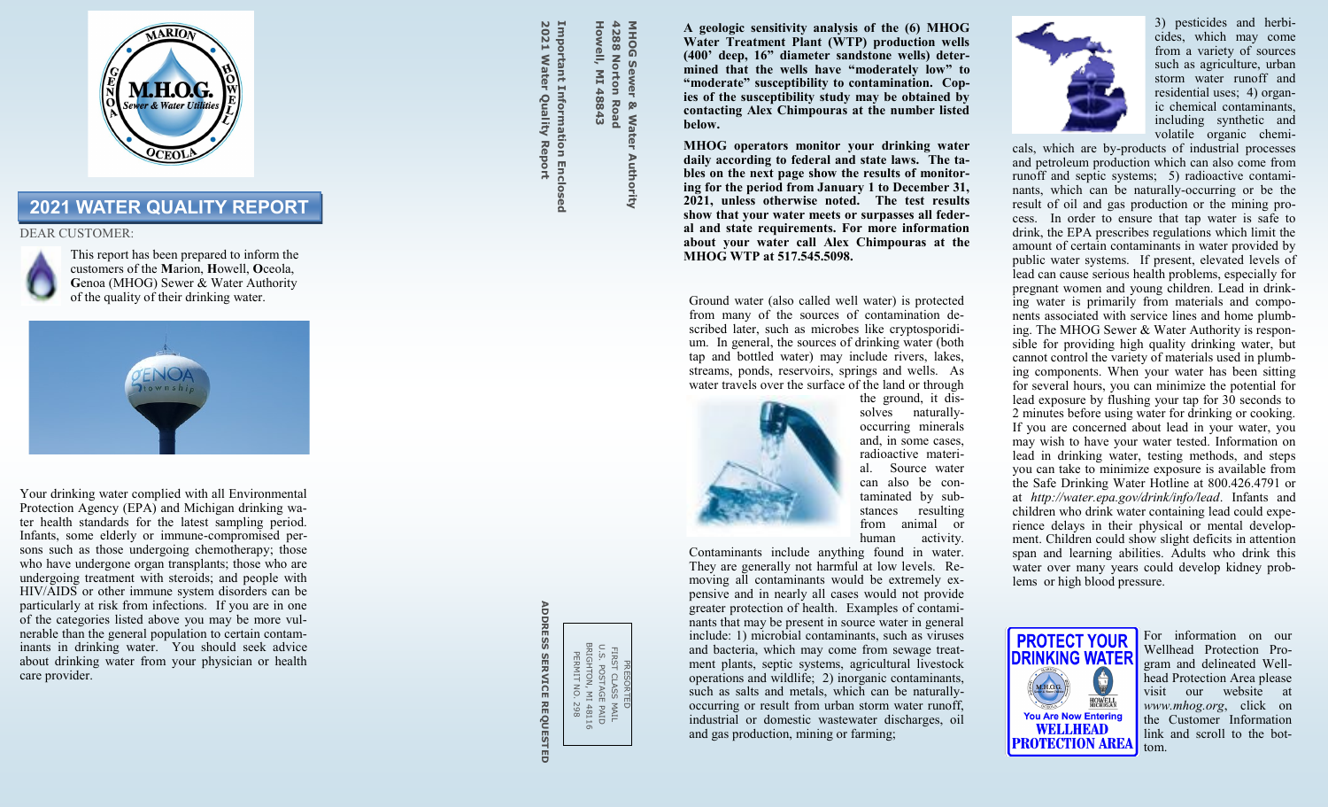# 2021 WATER QUALITY REPORT

DEAR CUSTOMER:

This report has been prepared to inform the customers of the **M**arion, **H**owell, **O**ceola, **G**enoa (MHOG) Sewer & Water Authority of the quality of their drinking water.

Your drinking water complied with all Environmental Protection Agency (EPA) and Michigan drinking water health standards for the latest sampling period. Infants, some elderly or immune-compromised persons such as those undergoing chemotherapy; those who have undergone organ transplants; those who are undergoing treatment with steroids; and people with HIV/AIDS or other immune system disorders can be particularly at risk from infections. If you are in one of the categories listed above you may be more vulnerable than the general population to certain contaminants in drinking water. You should seek advice about drinking water from your physician or health care provider.

**MHOG Sewer & Water Authority**
**4288 Norton Road**
**Howell, MI 48843**

**Important Information Enclosed**
**2021 Water Quality Report**

PRESORTED
FIRST CLASS MAIL
U.S. POSTAGE PAID
BRIGHTON, MI 48116
PERMIT NO. 298

**ADDRESS SERVICE REQUESTED**

**A geologic sensitivity analysis of the (6) MHOG Water Treatment Plant (WTP) production wells (400' deep, 16" diameter sandstone wells) determined that the wells have "moderately low" to "moderate" susceptibility to contamination. Copies of the susceptibility study may be obtained by contacting Alex Chimpouras at the number listed below.**

**MHOG operators monitor your drinking water daily according to federal and state laws. The tables on the next page show the results of monitoring for the period from January 1 to December 31, 2021, unless otherwise noted. The test results show that your water meets or surpasses all federal and state requirements. For more information about your water call Alex Chimpouras at the MHOG WTP at 517.545.5098.**

Ground water (also called well water) is protected from many of the sources of contamination described later, such as microbes like cryptosporidium. In general, the sources of drinking water (both tap and bottled water) may include rivers, lakes, streams, ponds, reservoirs, springs and wells. As water travels over the surface of the land or through the ground, it dissolves naturally-occurring minerals and, in some cases, radioactive material. Source water can also be contaminated by substances resulting from animal or human activity. Contaminants include anything found in water. They are generally not harmful at low levels. Removing all contaminants would be extremely expensive and in nearly all cases would not provide greater protection of health. Examples of contaminants that may be present in source water in general include: 1) microbial contaminants, such as viruses and bacteria, which may come from sewage treatment plants, septic systems, agricultural livestock operations and wildlife; 2) inorganic contaminants, such as salts and metals, which can be naturally-occurring or result from urban storm water runoff, industrial or domestic wastewater discharges, oil and gas production, mining or farming; 3) pesticides and herbicides, which may come from a variety of sources such as agriculture, urban storm water runoff and residential uses; 4) organic chemical contaminants, including synthetic and volatile organic chemicals, which are by-products of industrial processes and petroleum production which can also come from runoff and septic systems; 5) radioactive contaminants, which can be naturally-occurring or be the result of oil and gas production or the mining process. In order to ensure that tap water is safe to drink, the EPA prescribes regulations which limit the amount of certain contaminants in water provided by public water systems. If present, elevated levels of lead can cause serious health problems, especially for pregnant women and young children. Lead in drinking water is primarily from materials and components associated with service lines and home plumbing. The MHOG Sewer & Water Authority is responsible for providing high quality drinking water, but cannot control the variety of materials used in plumbing components. When your water has been sitting for several hours, you can minimize the potential for lead exposure by flushing your tap for 30 seconds to 2 minutes before using water for drinking or cooking. If you are concerned about lead in your water, you may wish to have your water tested. Information on lead in drinking water, testing methods, and steps you can take to minimize exposure is available from the Safe Drinking Water Hotline at 800.426.4791 or at *http://water.epa.gov/drink/info/lead*. Infants and children who drink water containing lead could experience delays in their physical or mental development. Children could show slight deficits in attention span and learning abilities. Adults who drink this water over many years could develop kidney problems or high blood pressure.

For information on our Wellhead Protection Program and delineated Wellhead Protection Area please visit our website at *www.mhog.org*, click on the Customer Information link and scroll to the bottom.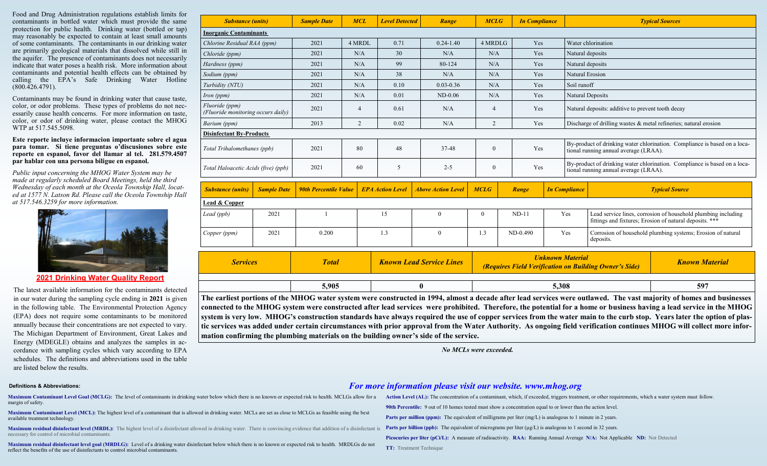Food and Drug Administration regulations establish limits for contaminants in bottled water which must provide the same protection for public health. Drinking water (bottled or tap) may reasonably be expected to contain at least small amounts of some contaminants. The contaminants in our drinking water are primarily geological materials that dissolved while still in the aquifer. The presence of contaminants does not necessarily indicate that water poses a health risk. More information about contaminants and potential health effects can be obtained by calling the EPA's Safe Drinking Water Hotline (800.426.4791).

Contaminants may be found in drinking water that cause taste, color, or odor problems. These types of problems do not necessarily cause health concerns. For more information on taste, color, or odor of drinking water, please contact the MHOG WTP at 517.545.5098.

**Este reporte incluye informacion importante sobre el agua para tomar. Si tiene preguntas o'discusiones sobre este reporte en espanol, favor del llamar al tel. 281.579.4507 par hablar con una persona biligue en espanol.**

*Public input concerning the MHOG Water System may be made at regularly scheduled Board Meetings, held the third Wednesday of each month at the Oceola Township Hall, located at 1577 N. Latson Rd. Please call the Oceola Township Hall at 517.546.3259 for more information.*

## 2021 Drinking Water Quality Report

The latest available information for the contaminants detected in our water during the sampling cycle ending in **2021** is given in the following table. The Environmental Protection Agency (EPA) does not require some contaminants to be monitored annually because their concentrations are not expected to vary. The Michigan Department of Environment, Great Lakes and Energy (MDEGLE) obtains and analyzes the samples in accordance with sampling cycles which vary according to EPA schedules. The definitions and abbreviations used in the table are listed below the results.

| *Substance (units)* | *Sample Date* | *MCL* | *Level Detected* | *Range* | *MCLG* | *In Compliance* | *Typical Sources* |
|---|---|---|---|---|---|---|---|
| **Inorganic Contaminants** | | | | | | | |
| *Chlorine Residual RAA (ppm)* | 2021 | 4 MRDL | 0.71 | 0.24-1.40 | 4 MRDLG | Yes | Water chlorination |
| *Chloride (ppm)* | 2021 | N/A | 30 | N/A | N/A | Yes | Natural deposits |
| *Hardness (ppm)* | 2021 | N/A | 99 | 80-124 | N/A | Yes | Natural deposits |
| *Sodium (ppm)* | 2021 | N/A | 38 | N/A | N/A | Yes | Natural Erosion |
| *Turbidity (NTU)* | 2021 | N/A | 0.10 | 0.03-0.36 | N/A | Yes | Soil runoff |
| *Iron (ppm)* | 2021 | N/A | 0.01 | ND-0.06 | N/A | Yes | Natural Deposits |
| *Fluoride (ppm) (Fluoride monitoring occurs daily)* | 2021 | 4 | 0.61 | N/A | 4 | Yes | Natural deposits: additive to prevent tooth decay |
| *Barium (ppm)* | 2013 | 2 | 0.02 | N/A | 2 | Yes | Discharge of drilling wastes & metal refineries; natural erosion |
| **Disinfectant By-Products** | | | | | | | |
| *Total Trihalomethanes (ppb)* | 2021 | 80 | 48 | 37-48 | 0 | Yes | By-product of drinking water chlorination. Compliance is based on a locational running annual average (LRAA). |
| *Total Haloacetic Acids (five) (ppb)* | 2021 | 60 | 5 | 2-5 | 0 | Yes | By-product of drinking water chlorination. Compliance is based on a locational running annual average (LRAA). |

| *Substance (units)* | *Sample Date* | *90th Percentile Value* | *EPA Action Level* | *Above Action Level* | *MCLG* | *Range* | *In Compliance* | *Typical Source* |
|---|---|---|---|---|---|---|---|---|
| **Lead & Copper** | | | | | | | | |
| *Lead (ppb)* | 2021 | 1 | 15 | 0 | 0 | ND-11 | Yes | Lead service lines, corrosion of household plumbing including fittings and fixtures; Erosion of natural deposits. *** |
| *Copper (ppm)* | 2021 | 0.200 | 1.3 | 0 | 1.3 | ND-0.490 | Yes | Corrosion of household plumbing systems; Erosion of natural deposits. |

| *Services* | *Total* | *Known Lead Service Lines* | *Unknown Material (Requires Field Verification on Building Owner's Side)* | *Known Material* |
|---|---|---|---|---|
| | **5,905** | **0** | **5,308** | **597** |

**The earliest portions of the MHOG water system were constructed in 1994, almost a decade after lead services were outlawed. The vast majority of homes and businesses connected to the MHOG system were constructed after lead services were prohibited. Therefore, the potential for a home or business having a lead service in the MHOG system is very low. MHOG's construction standards have always required the use of copper services from the water main to the curb stop. Years later the option of plastic services was added under certain circumstances with prior approval from the Water Authority. As ongoing field verification continues MHOG will collect more information confirming the plumbing materials on the building owner's side of the service.**

*No MCLs were exceeded.*

***For more information please visit our website. www.mhog.org***

**Definitions & Abbreviations:**

**Maximum Contaminant Level Goal (MCLG):** The level of contaminants in drinking water below which there is no known or expected risk to health. MCLGs allow for a margin of safety.

**Maximum Contaminant Level (MCL):** The highest level of a contaminant that is allowed in drinking water. MCLs are set as close to MCLGs as feasible using the best available treatment technology.

**Maximum residual disinfectant level (MRDL):** The highest level of a disinfectant allowed in drinking water. There is convincing evidence that addition of a disinfectant is necessary for control of microbial contaminants.

**Maximum residual disinfectant level goal (MRDLG):** Level of a drinking water disinfectant below which there is no known or expected risk to health. MRDLGs do not reflect the benefits of the use of disinfectants to control microbial contaminants.

**Action Level (AL):** The concentration of a contaminant, which, if exceeded, triggers treatment, or other requirements, which a water system must follow.

**90th Percentile:** 9 out of 10 homes tested must show a concentration equal to or lower than the action level.

**Parts per million (ppm):** The equivalent of milligrams per liter (mg/L) is analogous to 1 minute in 2 years.

**Parts per billion (ppb):** The equivalent of micrograms per liter (µg/L) is analogous to 1 second in 32 years.

**Picocuries per liter (pCi/L):** A measure of radioactivity. **RAA:** Running Annual Average **N/A:** Not Applicable **ND:** Not Detected

**TT:** Treatment Technique